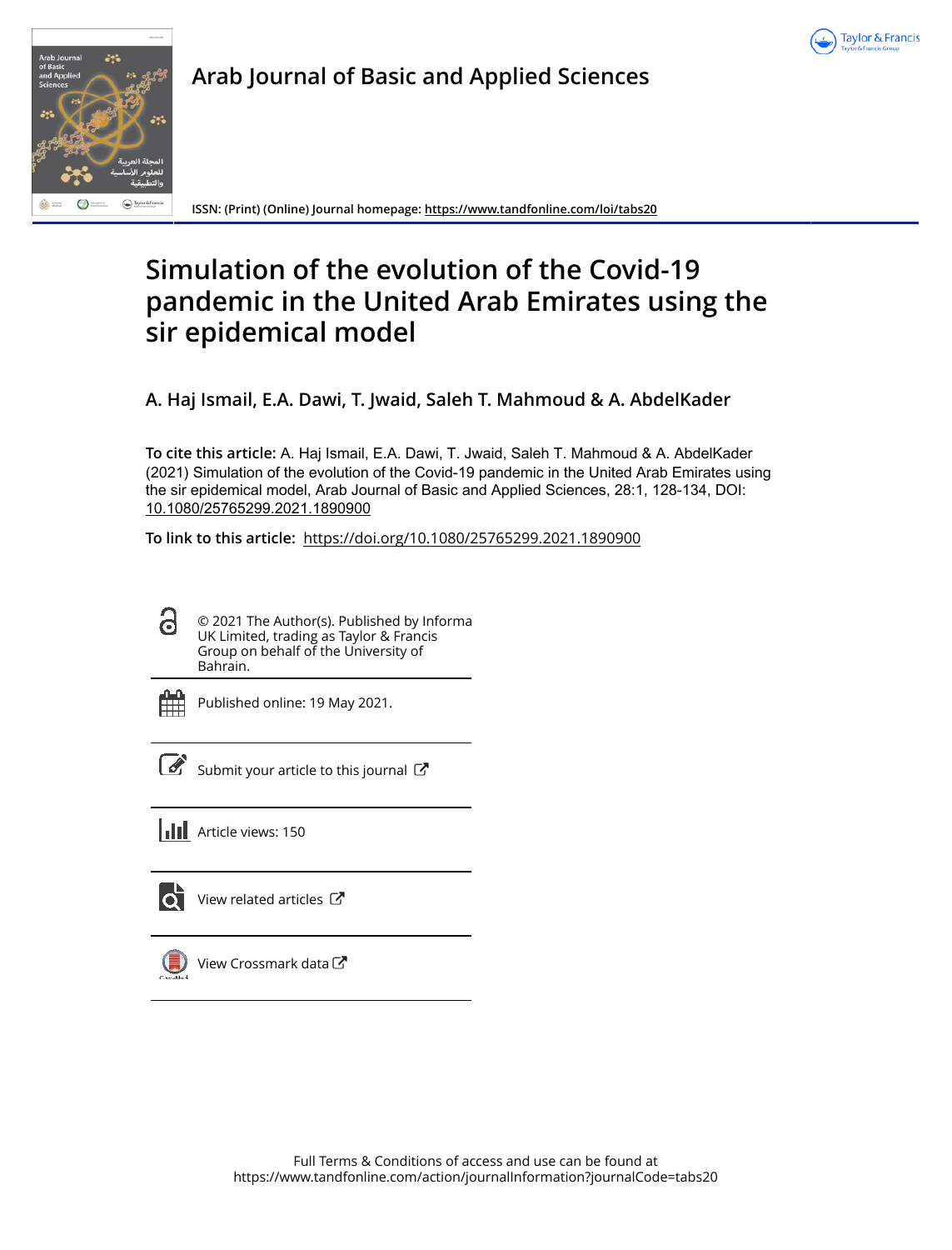# Arab Journal of Basic and Applied Sciences

ISSN: (Print) (Online) Journal homepage: https://www.tandfonline.com/loi/tabs20

# Simulation of the evolution of the Covid-19 pandemic in the United Arab Emirates using the sir epidemical model

**A. Haj Ismail, E.A. Dawi, T. Jwaid, Saleh T. Mahmoud & A. AbdelKader**

**To cite this article:** A. Haj Ismail, E.A. Dawi, T. Jwaid, Saleh T. Mahmoud & A. AbdelKader (2021) Simulation of the evolution of the Covid-19 pandemic in the United Arab Emirates using the sir epidemical model, Arab Journal of Basic and Applied Sciences, 28:1, 128-134, DOI: 10.1080/25765299.2021.1890900

**To link to this article:** https://doi.org/10.1080/25765299.2021.1890900

© 2021 The Author(s). Published by Informa UK Limited, trading as Taylor & Francis Group on behalf of the University of Bahrain.

Published online: 19 May 2021.

Submit your article to this journal

Article views: 150

View related articles

View Crossmark data

Full Terms & Conditions of access and use can be found at https://www.tandfonline.com/action/journalInformation?journalCode=tabs20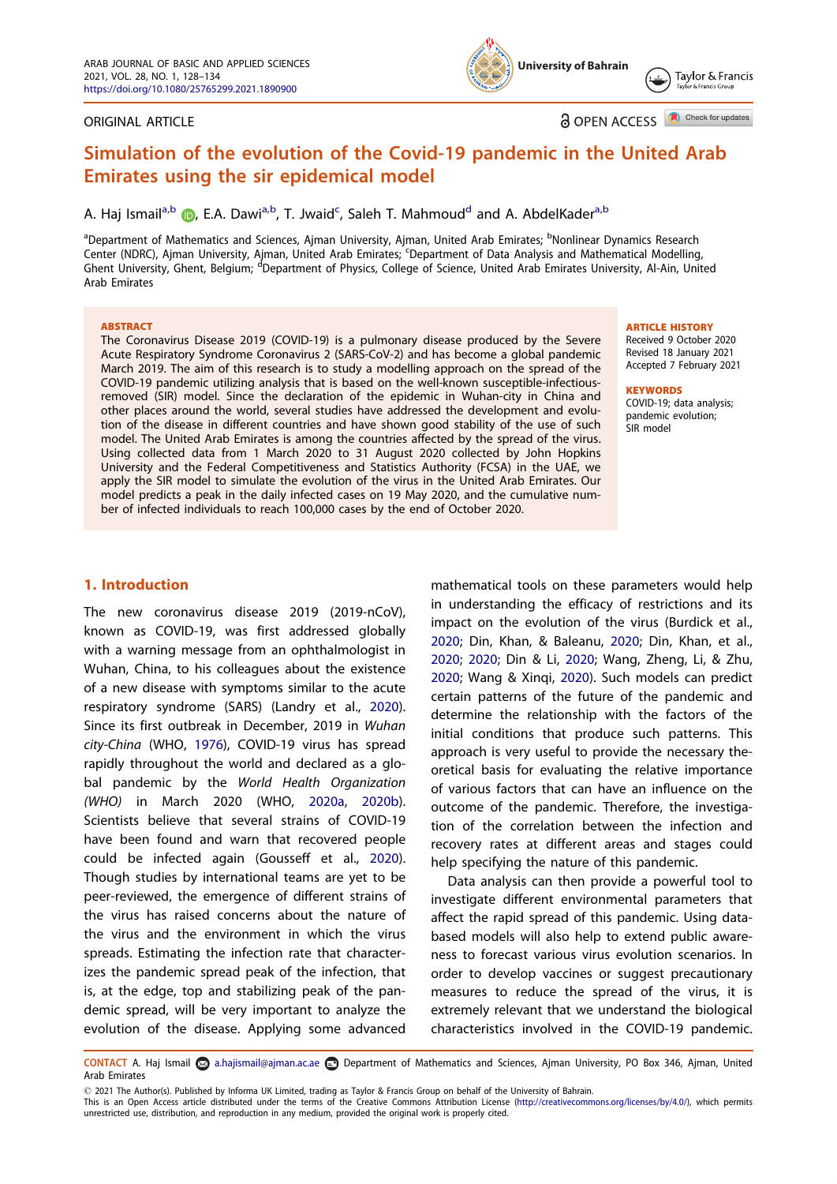ORIGINAL ARTICLE

OPEN ACCESS

# Simulation of the evolution of the Covid-19 pandemic in the United Arab Emirates using the sir epidemical model

A. Haj Ismail[a,b], E.A. Dawi[a,b], T. Jwaid[c], Saleh T. Mahmoud[d] and A. AbdelKader[a,b]

[a]Department of Mathematics and Sciences, Ajman University, Ajman, United Arab Emirates; [b]Nonlinear Dynamics Research Center (NDRC), Ajman University, Ajman, United Arab Emirates; [c]Department of Data Analysis and Mathematical Modelling, Ghent University, Ghent, Belgium; [d]Department of Physics, College of Science, United Arab Emirates University, Al-Ain, United Arab Emirates

**ABSTRACT**

The Coronavirus Disease 2019 (COVID-19) is a pulmonary disease produced by the Severe Acute Respiratory Syndrome Coronavirus 2 (SARS-CoV-2) and has become a global pandemic March 2019. The aim of this research is to study a modelling approach on the spread of the COVID-19 pandemic utilizing analysis that is based on the well-known susceptible-infectious-removed (SIR) model. Since the declaration of the epidemic in Wuhan-city in China and other places around the world, several studies have addressed the development and evolution of the disease in different countries and have shown good stability of the use of such model. The United Arab Emirates is among the countries affected by the spread of the virus. Using collected data from 1 March 2020 to 31 August 2020 collected by John Hopkins University and the Federal Competitiveness and Statistics Authority (FCSA) in the UAE, we apply the SIR model to simulate the evolution of the virus in the United Arab Emirates. Our model predicts a peak in the daily infected cases on 19 May 2020, and the cumulative number of infected individuals to reach 100,000 cases by the end of October 2020.

**ARTICLE HISTORY**

Received 9 October 2020
Revised 18 January 2021
Accepted 7 February 2021

**KEYWORDS**

COVID-19; data analysis; pandemic evolution; SIR model

## 1. Introduction

The new coronavirus disease 2019 (2019-nCoV), known as COVID-19, was first addressed globally with a warning message from an ophthalmologist in Wuhan, China, to his colleagues about the existence of a new disease with symptoms similar to the acute respiratory syndrome (SARS) (Landry et al., 2020). Since its first outbreak in December, 2019 in *Wuhan city-China* (WHO, 1976), COVID-19 virus has spread rapidly throughout the world and declared as a global pandemic by the *World Health Organization (WHO)* in March 2020 (WHO, 2020a, 2020b). Scientists believe that several strains of COVID-19 have been found and warn that recovered people could be infected again (Gousseff et al., 2020). Though studies by international teams are yet to be peer-reviewed, the emergence of different strains of the virus has raised concerns about the nature of the virus and the environment in which the virus spreads. Estimating the infection rate that characterizes the pandemic spread peak of the infection, that is, at the edge, top and stabilizing peak of the pandemic spread, will be very important to analyze the evolution of the disease. Applying some advanced mathematical tools on these parameters would help in understanding the efficacy of restrictions and its impact on the evolution of the virus (Burdick et al., 2020; Din, Khan, & Baleanu, 2020; Din, Khan, et al., 2020; 2020; Din & Li, 2020; Wang, Zheng, Li, & Zhu, 2020; Wang & Xinqi, 2020). Such models can predict certain patterns of the future of the pandemic and determine the relationship with the factors of the initial conditions that produce such patterns. This approach is very useful to provide the necessary theoretical basis for evaluating the relative importance of various factors that can have an influence on the outcome of the pandemic. Therefore, the investigation of the correlation between the infection and recovery rates at different areas and stages could help specifying the nature of this pandemic.

Data analysis can then provide a powerful tool to investigate different environmental parameters that affect the rapid spread of this pandemic. Using data-based models will also help to extend public awareness to forecast various virus evolution scenarios. In order to develop vaccines or suggest precautionary measures to reduce the spread of the virus, it is extremely relevant that we understand the biological characteristics involved in the COVID-19 pandemic.

**CONTACT** A. Haj Ismail a.hajismail@ajman.ac.ae Department of Mathematics and Sciences, Ajman University, PO Box 346, Ajman, United Arab Emirates

© 2021 The Author(s). Published by Informa UK Limited, trading as Taylor & Francis Group on behalf of the University of Bahrain.
This is an Open Access article distributed under the terms of the Creative Commons Attribution License (http://creativecommons.org/licenses/by/4.0/), which permits unrestricted use, distribution, and reproduction in any medium, provided the original work is properly cited.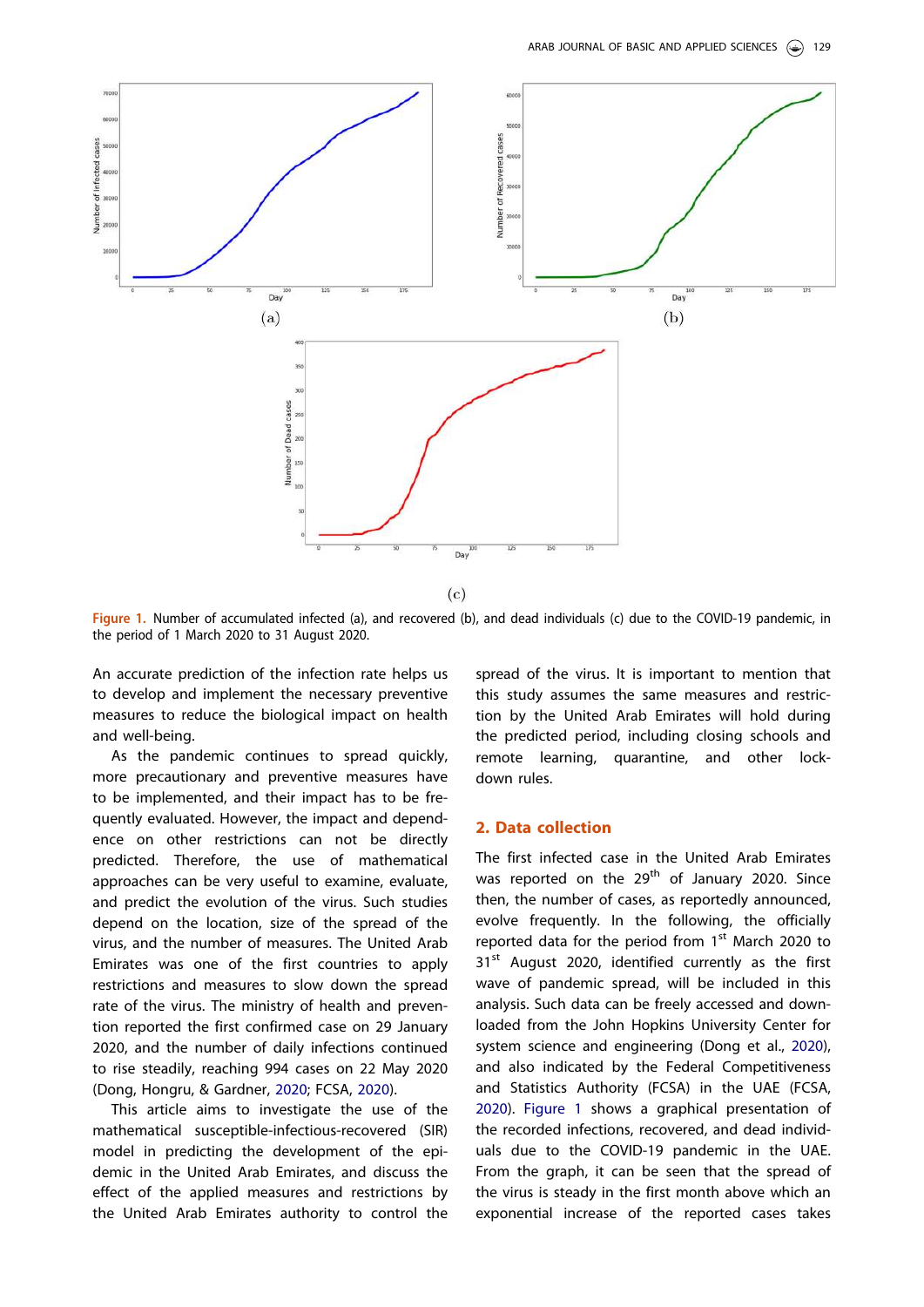Figure 1. Number of accumulated infected (a), and recovered (b), and dead individuals (c) due to the COVID-19 pandemic, in the period of 1 March 2020 to 31 August 2020.

An accurate prediction of the infection rate helps us to develop and implement the necessary preventive measures to reduce the biological impact on health and well-being.

As the pandemic continues to spread quickly, more precautionary and preventive measures have to be implemented, and their impact has to be frequently evaluated. However, the impact and dependence on other restrictions can not be directly predicted. Therefore, the use of mathematical approaches can be very useful to examine, evaluate, and predict the evolution of the virus. Such studies depend on the location, size of the spread of the virus, and the number of measures. The United Arab Emirates was one of the first countries to apply restrictions and measures to slow down the spread rate of the virus. The ministry of health and prevention reported the first confirmed case on 29 January 2020, and the number of daily infections continued to rise steadily, reaching 994 cases on 22 May 2020 (Dong, Hongru, & Gardner, 2020; FCSA, 2020).

This article aims to investigate the use of the mathematical susceptible-infectious-recovered (SIR) model in predicting the development of the epidemic in the United Arab Emirates, and discuss the effect of the applied measures and restrictions by the United Arab Emirates authority to control the spread of the virus. It is important to mention that this study assumes the same measures and restriction by the United Arab Emirates will hold during the predicted period, including closing schools and remote learning, quarantine, and other lockdown rules.

## 2. Data collection

The first infected case in the United Arab Emirates was reported on the 29th of January 2020. Since then, the number of cases, as reportedly announced, evolve frequently. In the following, the officially reported data for the period from 1st March 2020 to 31st August 2020, identified currently as the first wave of pandemic spread, will be included in this analysis. Such data can be freely accessed and downloaded from the John Hopkins University Center for system science and engineering (Dong et al., 2020), and also indicated by the Federal Competitiveness and Statistics Authority (FCSA) in the UAE (FCSA, 2020). Figure 1 shows a graphical presentation of the recorded infections, recovered, and dead individuals due to the COVID-19 pandemic in the UAE. From the graph, it can be seen that the spread of the virus is steady in the first month above which an exponential increase of the reported cases takes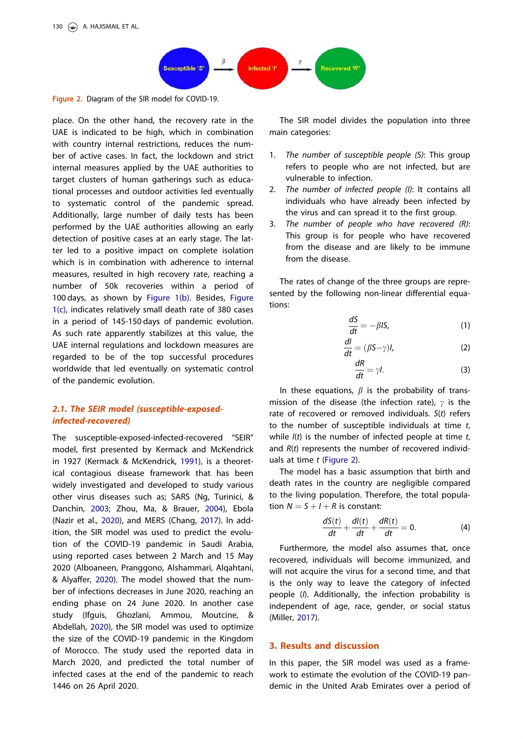Figure 2. Diagram of the SIR model for COVID-19.

place. On the other hand, the recovery rate in the UAE is indicated to be high, which in combination with country internal restrictions, reduces the number of active cases. In fact, the lockdown and strict internal measures applied by the UAE authorities to target clusters of human gatherings such as educational processes and outdoor activities led eventually to systematic control of the pandemic spread. Additionally, large number of daily tests has been performed by the UAE authorities allowing an early detection of positive cases at an early stage. The latter led to a positive impact on complete isolation which is in combination with adherence to internal measures, resulted in high recovery rate, reaching a number of 50k recoveries within a period of 100 days, as shown by Figure 1(b). Besides, Figure 1(c), indicates relatively small death rate of 380 cases in a period of 145-150 days of pandemic evolution. As such rate apparently stabilizes at this value, the UAE internal regulations and lockdown measures are regarded to be of the top successful procedures worldwide that led eventually on systematic control of the pandemic evolution.

### 2.1. The SEIR model (susceptible-exposed-infected-recovered)

The susceptible-exposed-infected-recovered "SEIR" model, first presented by Kermack and McKendrick in 1927 (Kermack & McKendrick, 1991), is a theoretical contagious disease framework that has been widely investigated and developed to study various other virus diseases such as; SARS (Ng, Turinici, & Danchin, 2003; Zhou, Ma, & Brauer, 2004), Ebola (Nazir et al., 2020), and MERS (Chang, 2017). In addition, the SIR model was used to predict the evolution of the COVID-19 pandemic in Saudi Arabia, using reported cases between 2 March and 15 May 2020 (Alboaneen, Pranggono, Alshammari, Alqahtani, & Alyaffer, 2020). The model showed that the number of infections decreases in June 2020, reaching an ending phase on 24 June 2020. In another case study (Ifguis, Ghozlani, Ammou, Moutcine, & Abdellah, 2020), the SIR model was used to optimize the size of the COVID-19 pandemic in the Kingdom of Morocco. The study used the reported data in March 2020, and predicted the total number of infected cases at the end of the pandemic to reach 1446 on 26 April 2020.

The SIR model divides the population into three main categories:

1. *The number of susceptible people (S)*: This group refers to people who are not infected, but are vulnerable to infection.
2. *The number of infected people (I)*: It contains all individuals who have already been infected by the virus and can spread it to the first group.
3. *The number of people who have recovered (R)*: This group is for people who have recovered from the disease and are likely to be immune from the disease.

The rates of change of the three groups are represented by the following non-linear differential equations:

$$\frac{dS}{dt} = -\beta IS, \tag{1}$$

$$\frac{dI}{dt} = (\beta S - \gamma)I, \tag{2}$$

$$\frac{dR}{dt} = \gamma I. \tag{3}$$

In these equations, $\beta$ is the probability of transmission of the disease (the infection rate), $\gamma$ is the rate of recovered or removed individuals. $S(t)$ refers to the number of susceptible individuals at time $t$, while $I(t)$ is the number of infected people at time $t$, and $R(t)$ represents the number of recovered individuals at time $t$ (Figure 2).

The model has a basic assumption that birth and death rates in the country are negligible compared to the living population. Therefore, the total population $N = S + I + R$ is constant:

$$\frac{dS(t)}{dt} + \frac{dI(t)}{dt} + \frac{dR(t)}{dt} = 0. \tag{4}$$

Furthermore, the model also assumes that, once recovered, individuals will become immunized, and will not acquire the virus for a second time, and that is the only way to leave the category of infected people ($I$). Additionally, the infection probability is independent of age, race, gender, or social status (Miller, 2017).

## 3. Results and discussion

In this paper, the SIR model was used as a framework to estimate the evolution of the COVID-19 pandemic in the United Arab Emirates over a period of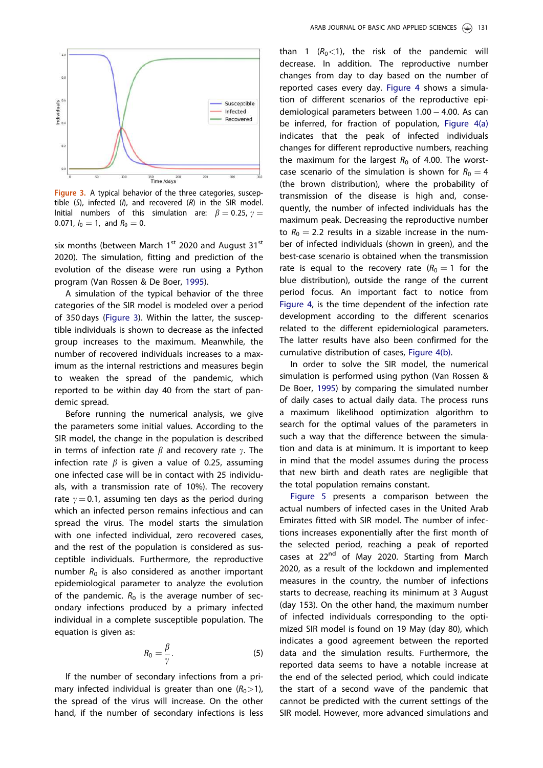Figure 3. A typical behavior of the three categories, susceptible ($S$), infected ($I$), and recovered ($R$) in the SIR model. Initial numbers of this simulation are: $\beta = 0.25$, $\gamma = 0.071$, $I_0 = 1$, and $R_0 = 0$.

six months (between March 1st 2020 and August 31st 2020). The simulation, fitting and prediction of the evolution of the disease were run using a Python program (Van Rossen & De Boer, 1995).

A simulation of the typical behavior of the three categories of the SIR model is modeled over a period of 350 days (Figure 3). Within the latter, the susceptible individuals is shown to decrease as the infected group increases to the maximum. Meanwhile, the number of recovered individuals increases to a maximum as the internal restrictions and measures begin to weaken the spread of the pandemic, which reported to be within day 40 from the start of pandemic spread.

Before running the numerical analysis, we give the parameters some initial values. According to the SIR model, the change in the population is described in terms of infection rate $\beta$ and recovery rate $\gamma$. The infection rate $\beta$ is given a value of 0.25, assuming one infected case will be in contact with 25 individuals, with a transmission rate of 10%). The recovery rate $\gamma = 0.1$, assuming ten days as the period during which an infected person remains infectious and can spread the virus. The model starts the simulation with one infected individual, zero recovered cases, and the rest of the population is considered as susceptible individuals. Furthermore, the reproductive number $R_0$ is also considered as another important epidemiological parameter to analyze the evolution of the pandemic. $R_0$ is the average number of secondary infections produced by a primary infected individual in a complete susceptible population. The equation is given as:

$$R_0 = \frac{\beta}{\gamma}. \tag{5}$$

If the number of secondary infections from a primary infected individual is greater than one ($R_0 > 1$), the spread of the virus will increase. On the other hand, if the number of secondary infections is less than 1 ($R_0 < 1$), the risk of the pandemic will decrease. In addition. The reproductive number changes from day to day based on the number of reported cases every day. Figure 4 shows a simulation of different scenarios of the reproductive epidemiological parameters between $1.00 - 4.00$. As can be inferred, for fraction of population, Figure 4(a) indicates that the peak of infected individuals changes for different reproductive numbers, reaching the maximum for the largest $R_0$ of 4.00. The worst-case scenario of the simulation is shown for $R_0 = 4$ (the brown distribution), where the probability of transmission of the disease is high and, consequently, the number of infected individuals has the maximum peak. Decreasing the reproductive number to $R_0 = 2.2$ results in a sizable increase in the number of infected individuals (shown in green), and the best-case scenario is obtained when the transmission rate is equal to the recovery rate ($R_0 = 1$ for the blue distribution), outside the range of the current period focus. An important fact to notice from Figure 4, is the time dependent of the infection rate development according to the different scenarios related to the different epidemiological parameters. The latter results have also been confirmed for the cumulative distribution of cases, Figure 4(b).

In order to solve the SIR model, the numerical simulation is performed using python (Van Rossen & De Boer, 1995) by comparing the simulated number of daily cases to actual daily data. The process runs a maximum likelihood optimization algorithm to search for the optimal values of the parameters in such a way that the difference between the simulation and data is at minimum. It is important to keep in mind that the model assumes during the process that new birth and death rates are negligible that the total population remains constant.

Figure 5 presents a comparison between the actual numbers of infected cases in the United Arab Emirates fitted with SIR model. The number of infections increases exponentially after the first month of the selected period, reaching a peak of reported cases at 22nd of May 2020. Starting from March 2020, as a result of the lockdown and implemented measures in the country, the number of infections starts to decrease, reaching its minimum at 3 August (day 153). On the other hand, the maximum number of infected individuals corresponding to the optimized SIR model is found on 19 May (day 80), which indicates a good agreement between the reported data and the simulation results. Furthermore, the reported data seems to have a notable increase at the end of the selected period, which could indicate the start of a second wave of the pandemic that cannot be predicted with the current settings of the SIR model. However, more advanced simulations and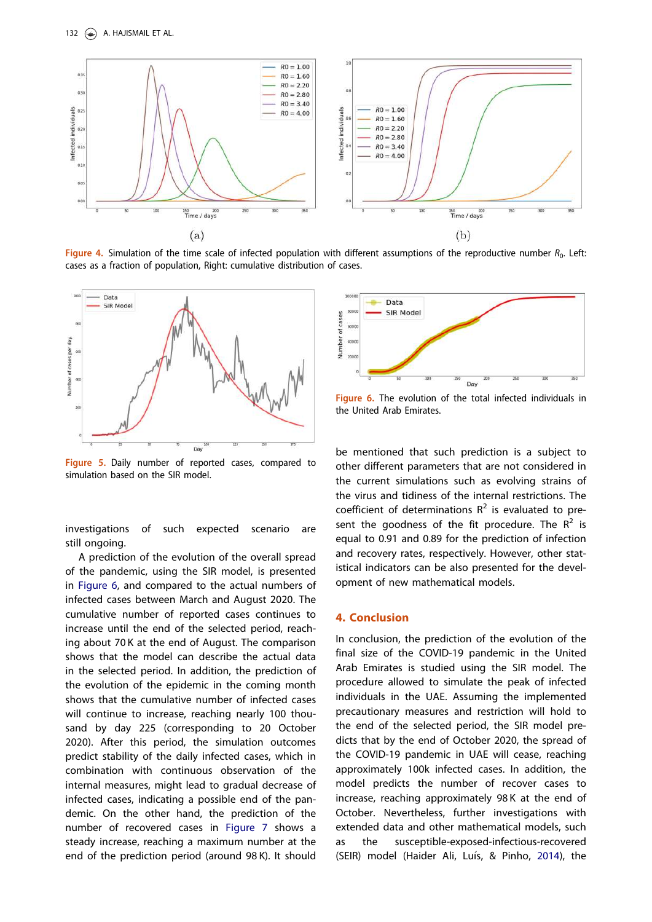Figure 4. Simulation of the time scale of infected population with different assumptions of the reproductive number $R_0$. Left: cases as a fraction of population, Right: cumulative distribution of cases.

Figure 5. Daily number of reported cases, compared to simulation based on the SIR model.

Figure 6. The evolution of the total infected individuals in the United Arab Emirates.

investigations of such expected scenario are still ongoing.

A prediction of the evolution of the overall spread of the pandemic, using the SIR model, is presented in Figure 6, and compared to the actual numbers of infected cases between March and August 2020. The cumulative number of reported cases continues to increase until the end of the selected period, reaching about 70 K at the end of August. The comparison shows that the model can describe the actual data in the selected period. In addition, the prediction of the evolution of the epidemic in the coming month shows that the cumulative number of infected cases will continue to increase, reaching nearly 100 thousand by day 225 (corresponding to 20 October 2020). After this period, the simulation outcomes predict stability of the daily infected cases, which in combination with continuous observation of the internal measures, might lead to gradual decrease of infected cases, indicating a possible end of the pandemic. On the other hand, the prediction of the number of recovered cases in Figure 7 shows a steady increase, reaching a maximum number at the end of the prediction period (around 98 K). It should be mentioned that such prediction is a subject to other different parameters that are not considered in the current simulations such as evolving strains of the virus and tidiness of the internal restrictions. The coefficient of determinations $R^2$ is evaluated to present the goodness of the fit procedure. The $R^2$ is equal to 0.91 and 0.89 for the prediction of infection and recovery rates, respectively. However, other statistical indicators can be also presented for the development of new mathematical models.

## 4. Conclusion

In conclusion, the prediction of the evolution of the final size of the COVID-19 pandemic in the United Arab Emirates is studied using the SIR model. The procedure allowed to simulate the peak of infected individuals in the UAE. Assuming the implemented precautionary measures and restriction will hold to the end of the selected period, the SIR model predicts that by the end of October 2020, the spread of the COVID-19 pandemic in UAE will cease, reaching approximately 100k infected cases. In addition, the model predicts the number of recover cases to increase, reaching approximately 98 K at the end of October. Nevertheless, further investigations with extended data and other mathematical models, such as the susceptible-exposed-infectious-recovered (SEIR) model (Haider Ali, Luís, & Pinho, 2014), the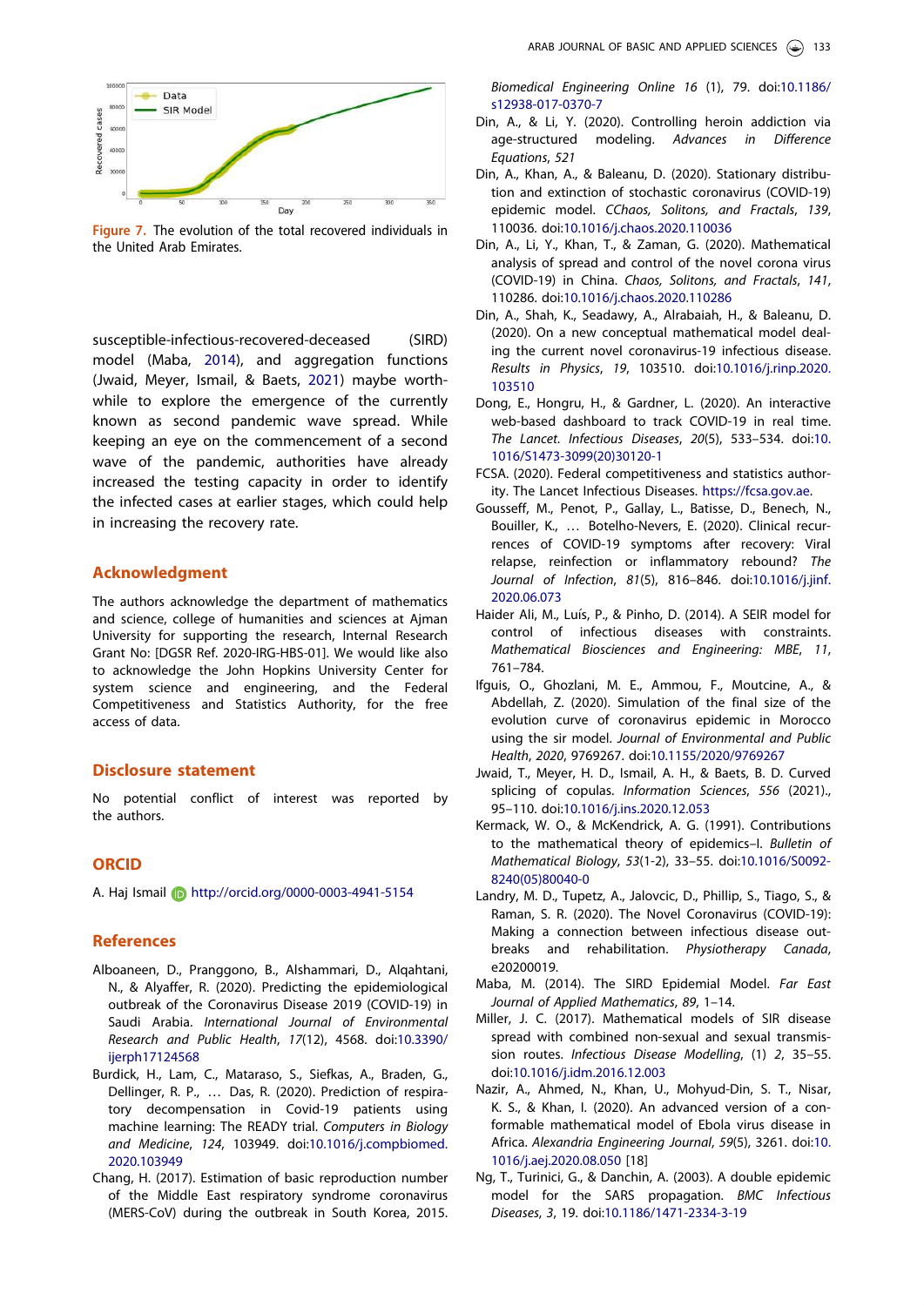Figure 7. The evolution of the total recovered individuals in the United Arab Emirates.

susceptible-infectious-recovered-deceased (SIRD) model (Maba, 2014), and aggregation functions (Jwaid, Meyer, Ismail, & Baets, 2021) maybe worthwhile to explore the emergence of the currently known as second pandemic wave spread. While keeping an eye on the commencement of a second wave of the pandemic, authorities have already increased the testing capacity in order to identify the infected cases at earlier stages, which could help in increasing the recovery rate.

## Acknowledgment

The authors acknowledge the department of mathematics and science, college of humanities and sciences at Ajman University for supporting the research, Internal Research Grant No: [DGSR Ref. 2020-IRG-HBS-01]. We would like also to acknowledge the John Hopkins University Center for system science and engineering, and the Federal Competitiveness and Statistics Authority, for the free access of data.

## Disclosure statement

No potential conflict of interest was reported by the authors.

## ORCID

A. Haj Ismail http://orcid.org/0000-0003-4941-5154

## References

Alboaneen, D., Pranggono, B., Alshammari, D., Alqahtani, N., & Alyaffer, R. (2020). Predicting the epidemiological outbreak of the Coronavirus Disease 2019 (COVID-19) in Saudi Arabia. *International Journal of Environmental Research and Public Health*, *17*(12), 4568. doi:10.3390/ijerph17124568

Burdick, H., Lam, C., Mataraso, S., Siefkas, A., Braden, G., Dellinger, R. P., … Das, R. (2020). Prediction of respiratory decompensation in Covid-19 patients using machine learning: The READY trial. *Computers in Biology and Medicine*, *124*, 103949. doi:10.1016/j.compbiomed.2020.103949

Chang, H. (2017). Estimation of basic reproduction number of the Middle East respiratory syndrome coronavirus (MERS-CoV) during the outbreak in South Korea, 2015. *Biomedical Engineering Online 16* (1), 79. doi:10.1186/s12938-017-0370-7

Din, A., & Li, Y. (2020). Controlling heroin addiction via age-structured modeling. *Advances in Difference Equations, 521*

Din, A., Khan, A., & Baleanu, D. (2020). Stationary distribution and extinction of stochastic coronavirus (COVID-19) epidemic model. *CChaos, Solitons, and Fractals*, *139*, 110036. doi:10.1016/j.chaos.2020.110036

Din, A., Li, Y., Khan, T., & Zaman, G. (2020). Mathematical analysis of spread and control of the novel corona virus (COVID-19) in China. *Chaos, Solitons, and Fractals*, *141*, 110286. doi:10.1016/j.chaos.2020.110286

Din, A., Shah, K., Seadawy, A., Alrabaiah, H., & Baleanu, D. (2020). On a new conceptual mathematical model dealing the current novel coronavirus-19 infectious disease. *Results in Physics*, *19*, 103510. doi:10.1016/j.rinp.2020.103510

Dong, E., Hongru, H., & Gardner, L. (2020). An interactive web-based dashboard to track COVID-19 in real time. *The Lancet. Infectious Diseases*, *20*(5), 533–534. doi:10.1016/S1473-3099(20)30120-1

FCSA. (2020). Federal competitiveness and statistics authority. The Lancet Infectious Diseases. https://fcsa.gov.ae.

Gousseff, M., Penot, P., Gallay, L., Batisse, D., Benech, N., Bouiller, K., … Botelho-Nevers, E. (2020). Clinical recurrences of COVID-19 symptoms after recovery: Viral relapse, reinfection or inflammatory rebound? *The Journal of Infection*, *81*(5), 816–846. doi:10.1016/j.jinf.2020.06.073

Haider Ali, M., Luís, P., & Pinho, D. (2014). A SEIR model for control of infectious diseases with constraints. *Mathematical Biosciences and Engineering: MBE*, *11*, 761–784.

Ifguis, O., Ghozlani, M. E., Ammou, F., Moutcine, A., & Abdellah, Z. (2020). Simulation of the final size of the evolution curve of coronavirus epidemic in Morocco using the sir model. *Journal of Environmental and Public Health*, *2020*, 9769267. doi:10.1155/2020/9769267

Jwaid, T., Meyer, H. D., Ismail, A. H., & Baets, B. D. Curved splicing of copulas. *Information Sciences*, *556* (2021)., 95–110. doi:10.1016/j.ins.2020.12.053

Kermack, W. O., & McKendrick, A. G. (1991). Contributions to the mathematical theory of epidemics–I. *Bulletin of Mathematical Biology*, *53*(1-2), 33–55. doi:10.1016/S0092-8240(05)80040-0

Landry, M. D., Tupetz, A., Jalovcic, D., Phillip, S., Tiago, S., & Raman, S. R. (2020). The Novel Coronavirus (COVID-19): Making a connection between infectious disease outbreaks and rehabilitation. *Physiotherapy Canada*, e20200019.

Maba, M. (2014). The SIRD Epidemial Model. *Far East Journal of Applied Mathematics*, *89*, 1–14.

Miller, J. C. (2017). Mathematical models of SIR disease spread with combined non-sexual and sexual transmission routes. *Infectious Disease Modelling*, (1) *2*, 35–55. doi:10.1016/j.idm.2016.12.003

Nazir, A., Ahmed, N., Khan, U., Mohyud-Din, S. T., Nisar, K. S., & Khan, I. (2020). An advanced version of a conformable mathematical model of Ebola virus disease in Africa. *Alexandria Engineering Journal*, *59*(5), 3261. doi:10.1016/j.aej.2020.08.050 [18]

Ng, T., Turinici, G., & Danchin, A. (2003). A double epidemic model for the SARS propagation. *BMC Infectious Diseases*, *3*, 19. doi:10.1186/1471-2334-3-19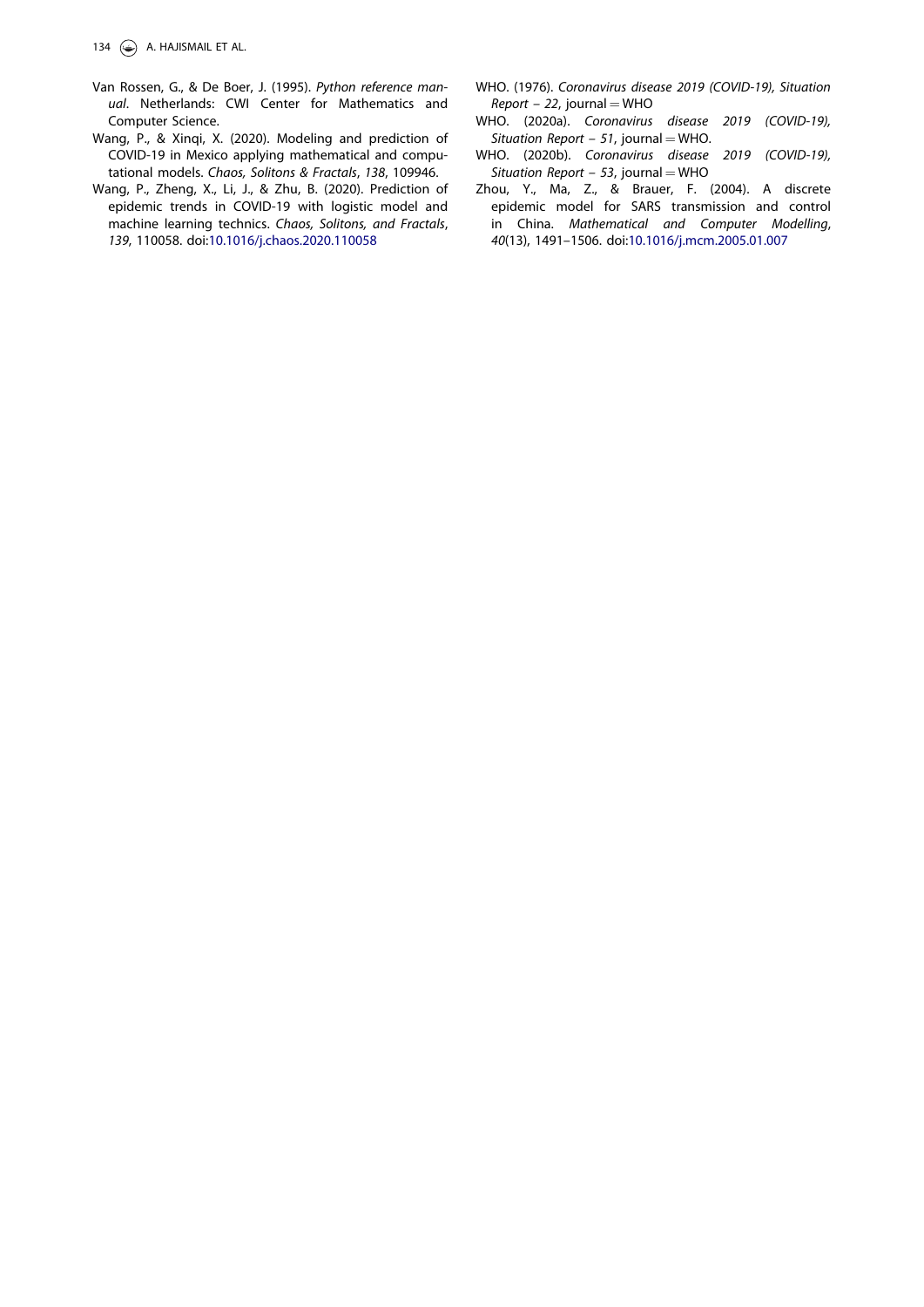Van Rossen, G., & De Boer, J. (1995). *Python reference manual*. Netherlands: CWI Center for Mathematics and Computer Science.

Wang, P., & Xinqi, X. (2020). Modeling and prediction of COVID-19 in Mexico applying mathematical and computational models. *Chaos, Solitons & Fractals*, *138*, 109946.

Wang, P., Zheng, X., Li, J., & Zhu, B. (2020). Prediction of epidemic trends in COVID-19 with logistic model and machine learning technics. *Chaos, Solitons, and Fractals*, *139*, 110058. doi:10.1016/j.chaos.2020.110058

WHO. (1976). *Coronavirus disease 2019 (COVID-19), Situation Report – 22*, journal = WHO

WHO. (2020a). *Coronavirus disease 2019 (COVID-19), Situation Report – 51*, journal = WHO.

WHO. (2020b). *Coronavirus disease 2019 (COVID-19), Situation Report – 53*, journal = WHO

Zhou, Y., Ma, Z., & Brauer, F. (2004). A discrete epidemic model for SARS transmission and control in China. *Mathematical and Computer Modelling*, *40*(13), 1491–1506. doi:10.1016/j.mcm.2005.01.007